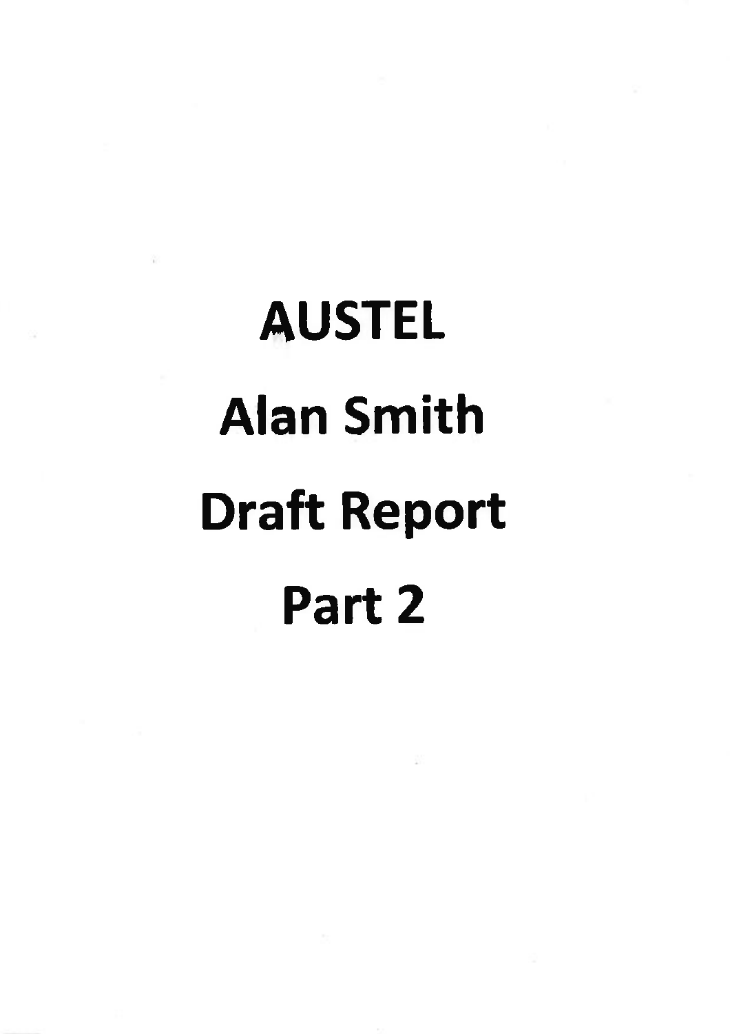# AUSTEL

# Alan Smith

# Draft Report

# Part 2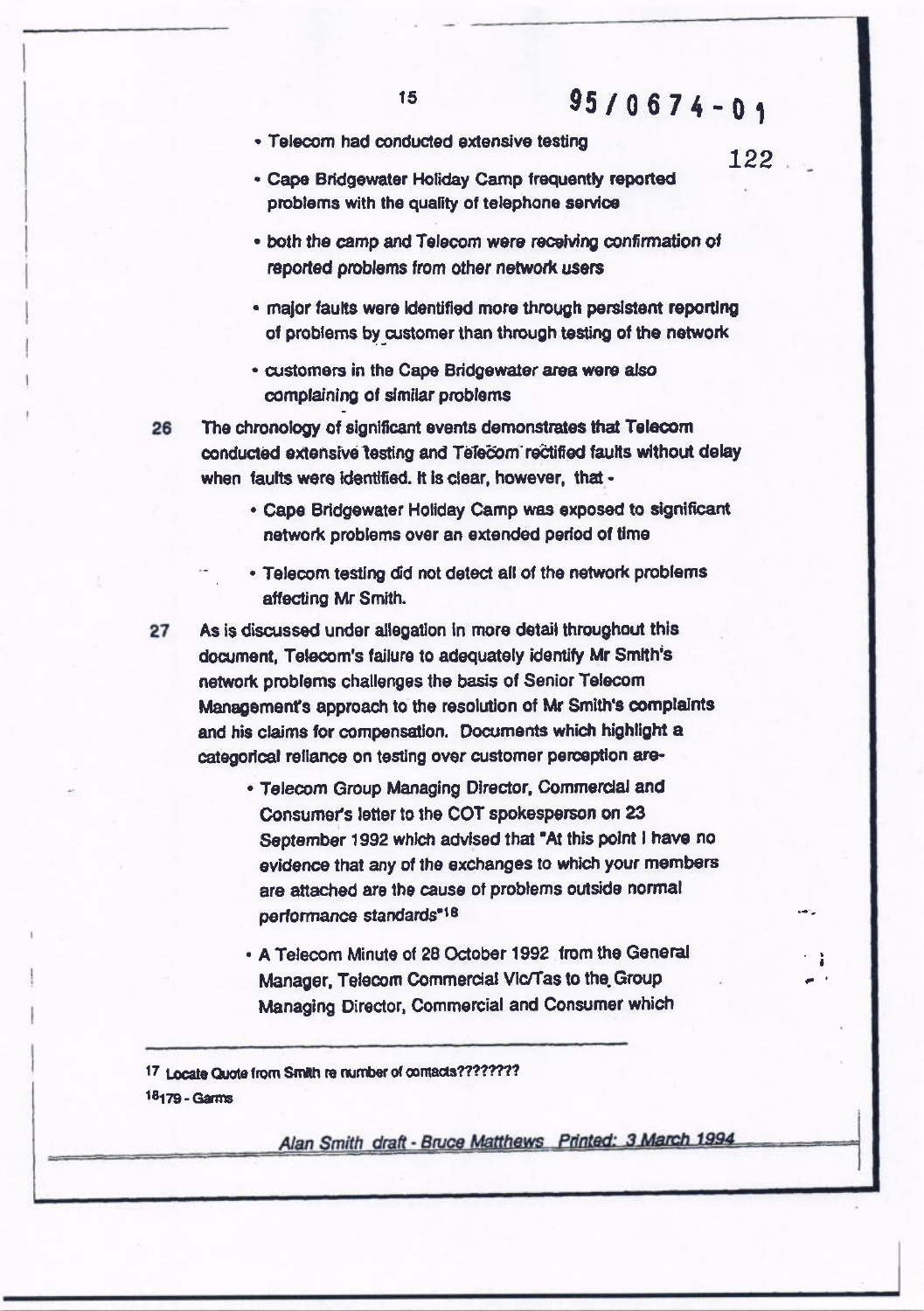- Telecom had conducted extensive testing
- Cape Bridgewater Holiday Camp frequently reported problems with the quality of telephone service
- both the camp and Telecom were receiving confirmation of reported problems from other network users
- major faults were identified more through persistent reporting of problems by customer than through testing of the network
- customers in the Cape Bridgewater area were also complaining of similar problems

26 The chronology of significant events demonstrates that Telecom conducted extensive testing and Telecom rectified faults without delay when faults were identified. It is clear, however, that -

- Cape Bridgewater Holiday Camp was exposed to significant network problems over an extended period of time
- Telecom testing did not detect all of the network problems affecting Mr Smith.

27 As is discussed under allegation in more detail throughout this document, Telecom's failure to adequately identify Mr Smith's network problems challenges the basis of Senior Telecom Management's approach to the resolution of Mr Smith's complaints and his claims for compensation. Documents which highlight a categorical reliance on testing over customer perception are-

- Telecom Group Managing Director, Commercial and Consumer's letter to the COT spokesperson on 23 September 1992 which advised that "At this point I have no evidence that any of the exchanges to which your members are attached are the cause of problems outside normal performance standards"[18]
- A Telecom Minute of 28 October 1992 from the General Manager, Telecom Commercial Vic/Tas to the Group Managing Director, Commercial and Consumer which

---

[17] Locate Quote from Smith re number of contacts????????

[18] 179 - Garms

*Alan Smith draft - Bruce Matthews Printed: 3 March 1994*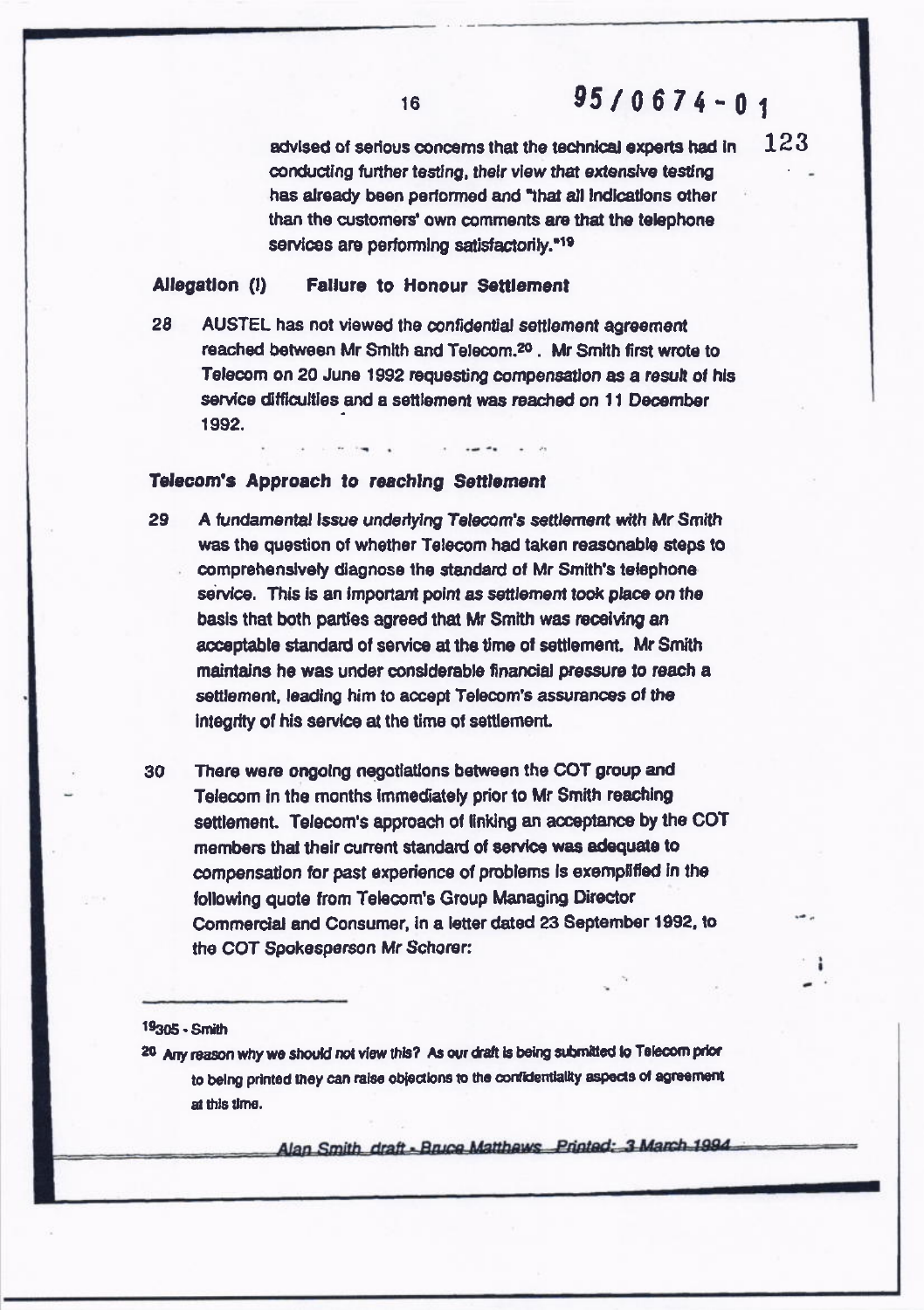advised of serious concerns that the technical experts had in conducting further testing, their view that extensive testing has already been performed and "that all indications other than the customers' own comments are that the telephone services are performing satisfactorily."[19]

### Allegation (l) Failure to Honour Settlement

28 AUSTEL has not viewed the confidential settlement agreement reached between Mr Smith and Telecom.[20] . Mr Smith first wrote to Telecom on 20 June 1992 requesting compensation as a result of his service difficulties and a settlement was reached on 11 December 1992.

### Telecom's Approach to reaching Settlement

29 A fundamental issue underlying Telecom's settlement with Mr Smith was the question of whether Telecom had taken reasonable steps to comprehensively diagnose the standard of Mr Smith's telephone service. This is an important point as settlement took place on the basis that both parties agreed that Mr Smith was receiving an acceptable standard of service at the time of settlement. Mr Smith maintains he was under considerable financial pressure to reach a settlement, leading him to accept Telecom's assurances of the integrity of his service at the time of settlement.

30 There were ongoing negotiations between the COT group and Telecom in the months immediately prior to Mr Smith reaching settlement. Telecom's approach of linking an acceptance by the COT members that their current standard of service was adequate to compensation for past experience of problems is exemplified in the following quote from Telecom's Group Managing Director Commercial and Consumer, in a letter dated 23 September 1992, to the COT Spokesperson Mr Schorer:

---

[19] 305 - Smith

[20] Any reason why we should not view this? As our draft is being submitted to Telecom prior to being printed they can raise objections to the confidentiality aspects of agreement at this time.

~~Alan Smith draft - Bruce Matthews Printed: 3 March 1994~~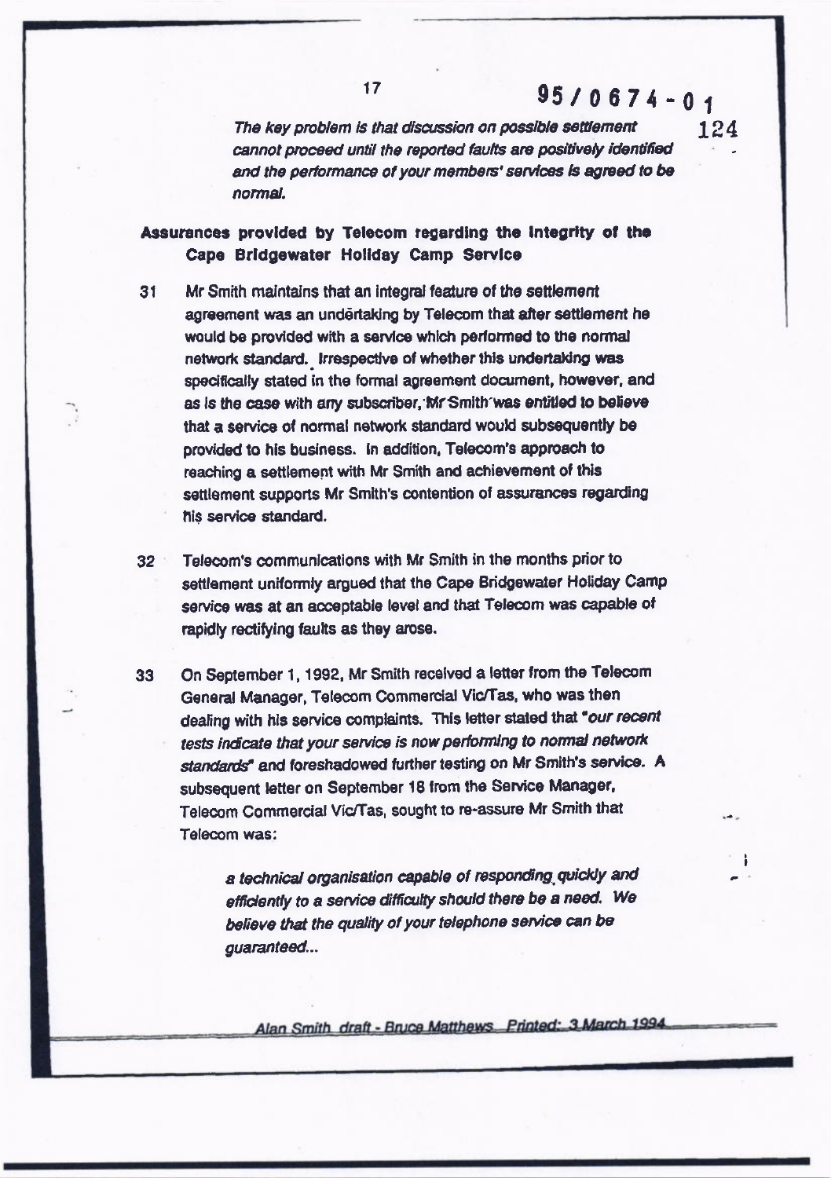*The key problem is that discussion on possible settlement cannot proceed until the reported faults are positively identified and the performance of your members' services is agreed to be normal.*

## Assurances provided by Telecom regarding the Integrity of the Cape Bridgewater Holiday Camp Service

31 Mr Smith maintains that an integral feature of the settlement agreement was an undertaking by Telecom that after settlement he would be provided with a service which performed to the normal network standard. Irrespective of whether this undertaking was specifically stated in the formal agreement document, however, and as is the case with any subscriber, Mr Smith was entitled to believe that a service of normal network standard would subsequently be provided to his business. In addition, Telecom's approach to reaching a settlement with Mr Smith and achievement of this settlement supports Mr Smith's contention of assurances regarding his service standard.

32 Telecom's communications with Mr Smith in the months prior to settlement uniformly argued that the Cape Bridgewater Holiday Camp service was at an acceptable level and that Telecom was capable of rapidly rectifying faults as they arose.

33 On September 1, 1992, Mr Smith received a letter from the Telecom General Manager, Telecom Commercial Vic/Tas, who was then dealing with his service complaints. This letter stated that "*our recent tests indicate that your service is now performing to normal network standards*" and foreshadowed further testing on Mr Smith's service. A subsequent letter on September 18 from the Service Manager, Telecom Commercial Vic/Tas, sought to re-assure Mr Smith that Telecom was:

> *a technical organisation capable of responding quickly and efficiently to a service difficulty should there be a need. We believe that the quality of your telephone service can be guaranteed...*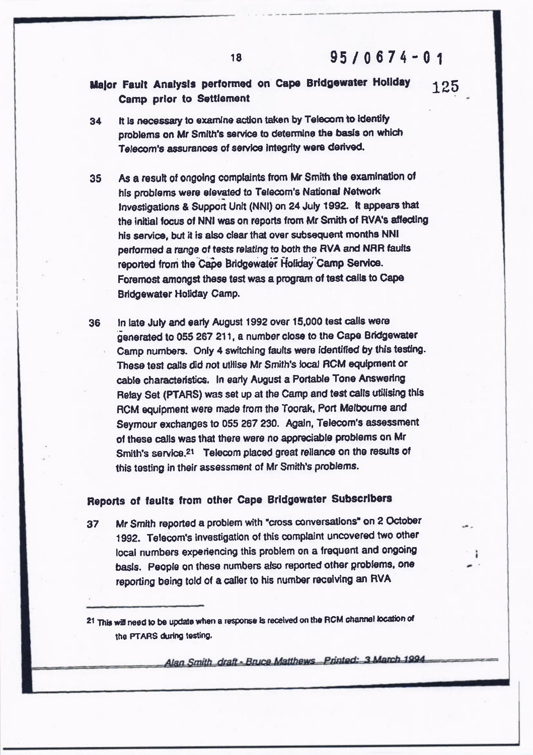## Major Fault Analysis performed on Cape Bridgewater Holiday Camp prior to Settlement

34 It is necessary to examine action taken by Telecom to identify problems on Mr Smith's service to determine the basis on which Telecom's assurances of service integrity were derived.

35 As a result of ongoing complaints from Mr Smith the examination of his problems were elevated to Telecom's National Network Investigations & Support Unit (NNI) on 24 July 1992. It appears that the initial focus of NNI was on reports from Mr Smith of RVA's affecting his service, but it is also clear that over subsequent months NNI performed a range of tests relating to both the RVA and NRR faults reported from the Cape Bridgewater Holiday Camp Service. Foremost amongst these test was a program of test calls to Cape Bridgewater Holiday Camp.

36 In late July and early August 1992 over 15,000 test calls were generated to 055 267 211, a number close to the Cape Bridgewater Camp numbers. Only 4 switching faults were identified by this testing. These test calls did not utilise Mr Smith's local RCM equipment or cable characteristics. In early August a Portable Tone Answering Relay Set (PTARS) was set up at the Camp and test calls utilising this RCM equipment were made from the Toorak, Port Melbourne and Seymour exchanges to 055 267 230. Again, Telecom's assessment of these calls was that there were no appreciable problems on Mr Smith's service.[21] Telecom placed great reliance on the results of this testing in their assessment of Mr Smith's problems.

## Reports of faults from other Cape Bridgewater Subscribers

37 Mr Smith reported a problem with "cross conversations" on 2 October 1992. Telecom's investigation of this complaint uncovered two other local numbers experiencing this problem on a frequent and ongoing basis. People on these numbers also reported other problems, one reporting being told of a caller to his number receiving an RVA

---

[21] This will need to be update when a response is received on the RCM channel location of the PTARS during testing.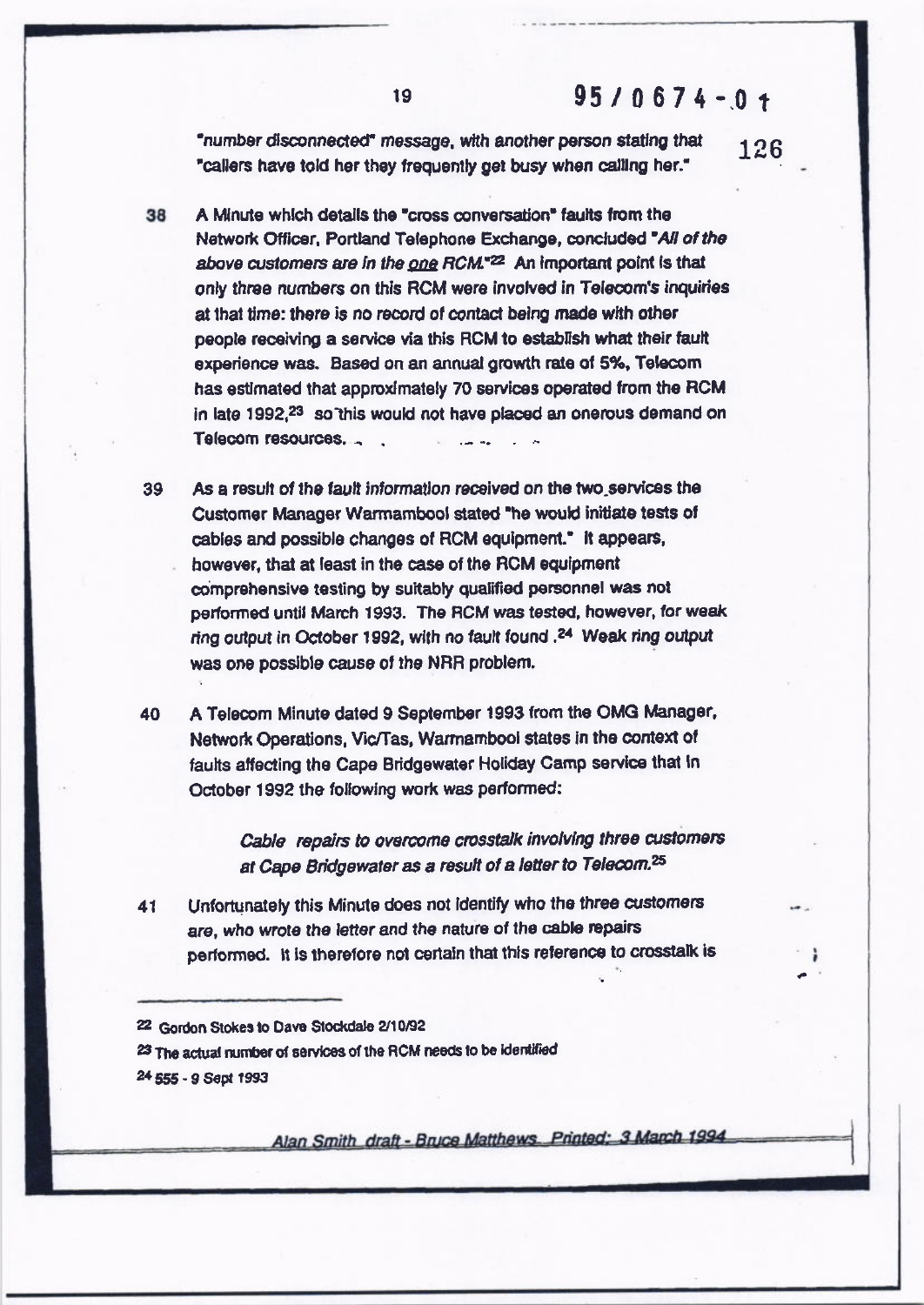"number disconnected" message, with another person stating that "callers have told her they frequently get busy when calling her."

38 A Minute which details the "cross conversation" faults from the Network Officer, Portland Telephone Exchange, concluded "*All of the above customers are in the one RCM.*"[22] An important point is that only three numbers on this RCM were involved in Telecom's inquiries at that time: there is no record of contact being made with other people receiving a service via this RCM to establish what their fault experience was. Based on an annual growth rate of 5%, Telecom has estimated that approximately 70 services operated from the RCM in late 1992,[23] so this would not have placed an onerous demand on Telecom resources.

39 As a result of the fault information received on the two services the Customer Manager Warrnambool stated "he would initiate tests of cables and possible changes of RCM equipment." It appears, however, that at least in the case of the RCM equipment comprehensive testing by suitably qualified personnel was not performed until March 1993. The RCM was tested, however, for weak ring output in October 1992, with no fault found.[24] Weak ring output was one possible cause of the NRR problem.

40 A Telecom Minute dated 9 September 1993 from the OMG Manager, Network Operations, Vic/Tas, Warrnambool states in the context of faults affecting the Cape Bridgewater Holiday Camp service that in October 1992 the following work was performed:

> *Cable repairs to overcome crosstalk involving three customers at Cape Bridgewater as a result of a letter to Telecom.*[25]

41 Unfortunately this Minute does not identify who the three customers are, who wrote the letter and the nature of the cable repairs performed. It is therefore not certain that this reference to crosstalk is

---

[22] Gordon Stokes to Dave Stockdale 2/10/92

[23] The actual number of services of the RCM needs to be identified

[24] 555 - 9 Sept 1993

*Alan Smith draft - Bruce Matthews. Printed: 3 March 1994*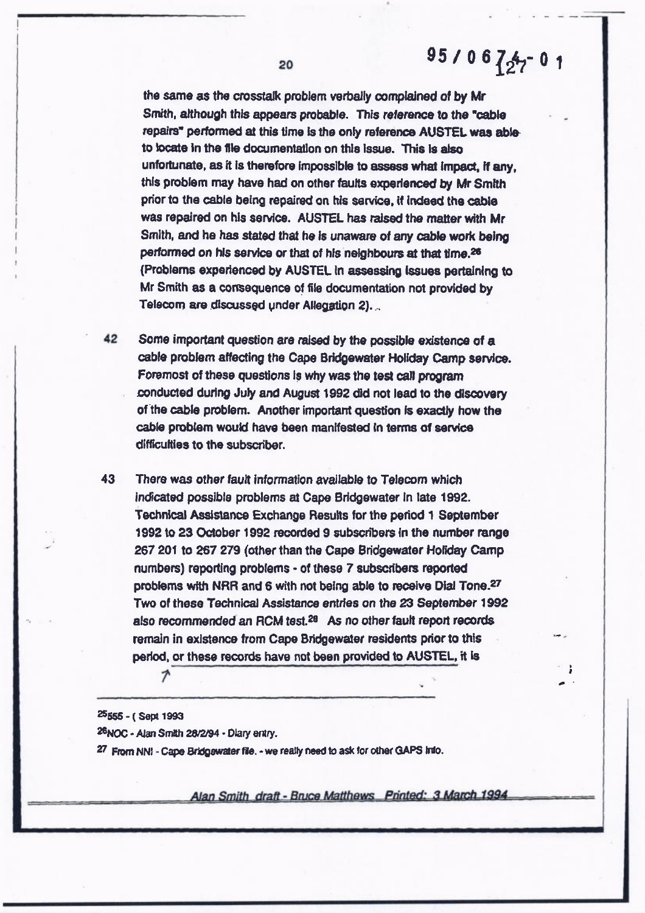the same as the crosstalk problem verbally complained of by Mr Smith, although this appears probable. This reference to the "cable repairs" performed at this time is the only reference AUSTEL was able to locate in the file documentation on this issue. This is also unfortunate, as it is therefore impossible to assess what impact, if any, this problem may have had on other faults experienced by Mr Smith prior to the cable being repaired on his service, if indeed the cable was repaired on his service. AUSTEL has raised the matter with Mr Smith, and he has stated that he is unaware of any cable work being performed on his service or that of his neighbours at that time.[26] (Problems experienced by AUSTEL in assessing issues pertaining to Mr Smith as a consequence of file documentation not provided by Telecom are discussed under Allegation 2).

42 Some important question are raised by the possible existence of a cable problem affecting the Cape Bridgewater Holiday Camp service. Foremost of these questions is why was the test call program conducted during July and August 1992 did not lead to the discovery of the cable problem. Another important question is exactly how the cable problem would have been manifested in terms of service difficulties to the subscriber.

43 There was other fault information available to Telecom which indicated possible problems at Cape Bridgewater in late 1992. Technical Assistance Exchange Results for the period 1 September 1992 to 23 October 1992 recorded 9 subscribers in the number range 267 201 to 267 279 (other than the Cape Bridgewater Holiday Camp numbers) reporting problems - of these 7 subscribers reported problems with NRR and 6 with not being able to receive Dial Tone.[27] Two of these Technical Assistance entries on the 23 September 1992 also recommended an RCM test.[28] As no other fault report records remain in existence from Cape Bridgewater residents prior to this period, or these records have not been provided to AUSTEL, it is

---

[25] 555 - ( Sept 1993

[26] NOC - Alan Smith 28/2/94 - Diary entry.

[27] From NNI - Cape Bridgewater file. - we really need to ask for other GAPS info.

*Alan Smith draft - Bruce Matthews Printed: 3 March 1994*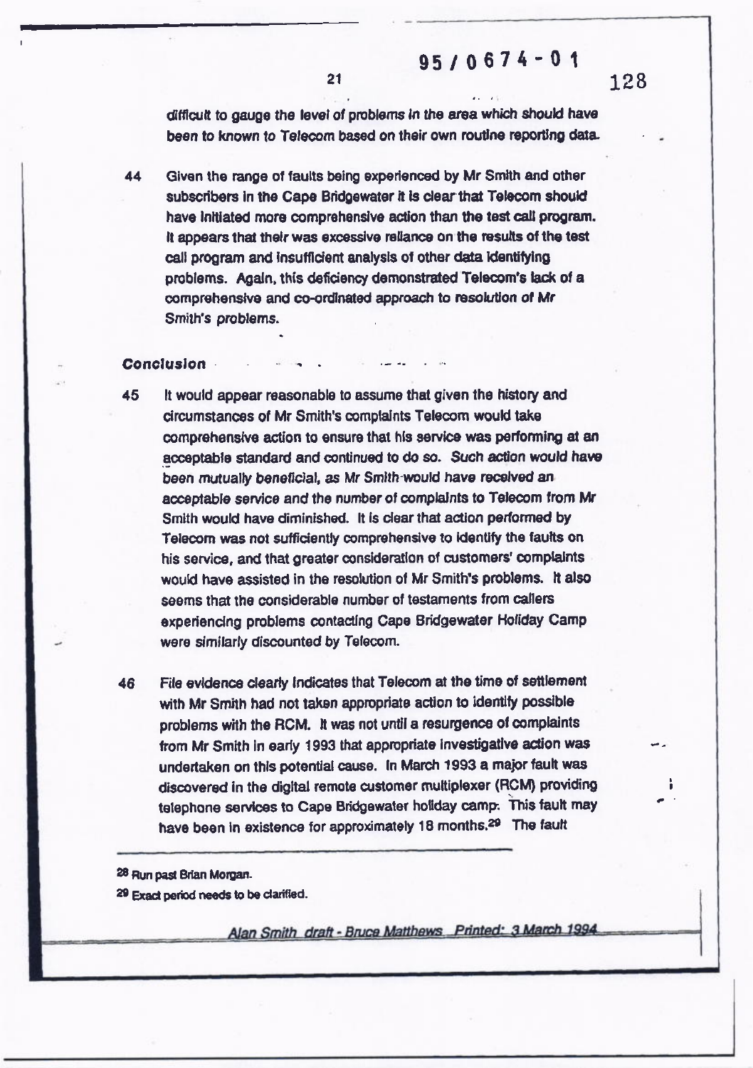difficult to gauge the level of problems in the area which should have been to known to Telecom based on their own routine reporting data.

44 Given the range of faults being experienced by Mr Smith and other subscribers in the Cape Bridgewater it is clear that Telecom should have initiated more comprehensive action than the test call program. It appears that their was excessive reliance on the results of the test call program and insufficient analysis of other data identifying problems. Again, this deficiency demonstrated Telecom's lack of a comprehensive and co-ordinated approach to resolution of Mr Smith's problems.

### Conclusion

45 It would appear reasonable to assume that given the history and circumstances of Mr Smith's complaints Telecom would take comprehensive action to ensure that his service was performing at an acceptable standard and continued to do so. *Such action would have been mutually beneficial, as Mr Smith would have received an acceptable service and the number of complaints to Telecom from Mr Smith would have diminished.* It is clear that action performed by Telecom was not sufficiently comprehensive to identify the faults on his service, and that greater consideration of customers' complaints would have assisted in the resolution of Mr Smith's problems. It also seems that the considerable number of testaments from callers experiencing problems contacting Cape Bridgewater Holiday Camp were similarly discounted by Telecom.

46 File evidence clearly indicates that Telecom at the time of settlement with Mr Smith had not taken appropriate action to identify possible problems with the RCM. It was not until a resurgence of complaints from Mr Smith in early 1993 that appropriate investigative action was undertaken on this potential cause. In March 1993 a major fault was discovered in the digital remote customer multiplexer (RCM) providing telephone services to Cape Bridgewater holiday camp. This fault may have been in existence for approximately 18 months.[29] The fault

---

[28] Run past Brian Morgan.

[29] Exact period needs to be clarified.

*Alan Smith draft - Bruce Matthews Printed: 3 March 1994*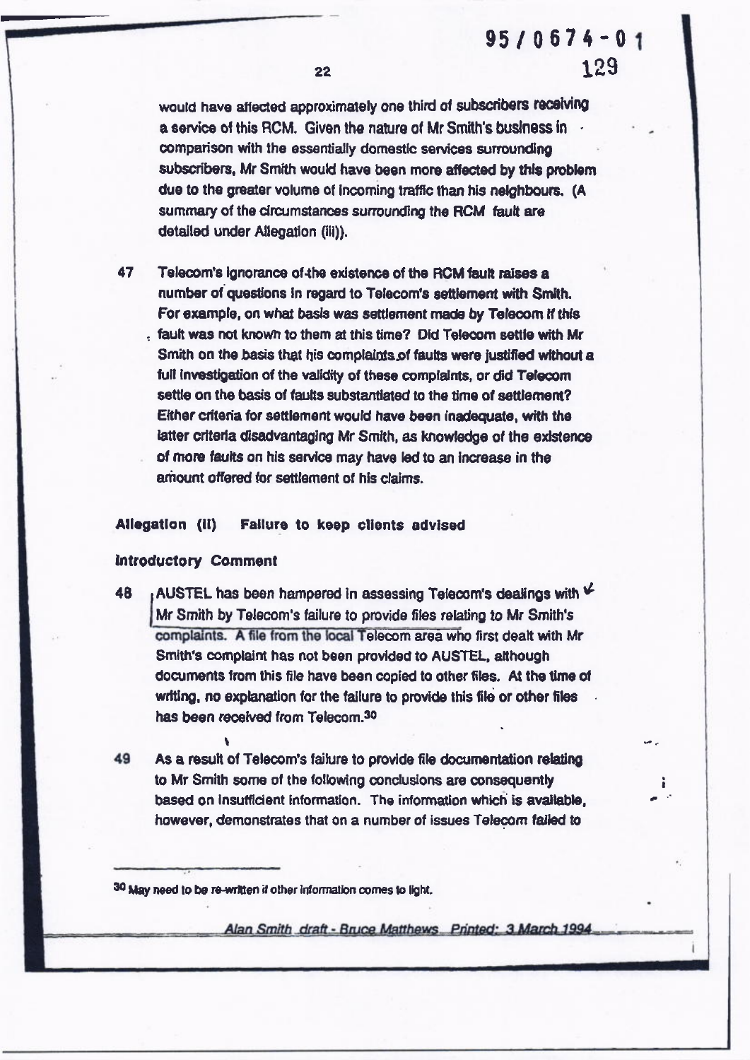would have affected approximately one third of subscribers receiving a service of this RCM. Given the nature of Mr Smith's business in comparison with the essentially domestic services surrounding subscribers, Mr Smith would have been more affected by this problem due to the greater volume of incoming traffic than his neighbours. (A summary of the circumstances surrounding the RCM fault are detailed under Allegation (iii)).

47 Telecom's ignorance of the existence of the RCM fault raises a number of questions in regard to Telecom's settlement with Smith. For example, on what basis was settlement made by Telecom if this fault was not known to them at this time? Did Telecom settle with Mr Smith on the basis that his complaints of faults were justified without a full investigation of the validity of these complaints, or did Telecom settle on the basis of faults substantiated to the time of settlement? Either criteria for settlement would have been inadequate, with the latter criteria disadvantaging Mr Smith, as knowledge of the existence of more faults on his service may have led to an increase in the amount offered for settlement of his claims.

**Allegation (ii) Failure to keep clients advised**

**Introductory Comment**

48 AUSTEL has been hampered in assessing Telecom's dealings with Mr Smith by Telecom's failure to provide files relating to Mr Smith's complaints. A file from the local Telecom area who first dealt with Mr Smith's complaint has not been provided to AUSTEL, although documents from this file have been copied to other files. At the time of writing, no explanation for the failure to provide this file or other files has been received from Telecom.[30]

49 As a result of Telecom's failure to provide file documentation relating to Mr Smith some of the following conclusions are consequently based on insufficient information. The information which is available, however, demonstrates that on a number of issues Telecom failed to

[30] May need to be re-written if other information comes to light.

*Alan Smith draft - Bruce Matthews Printed: 3 March 1994*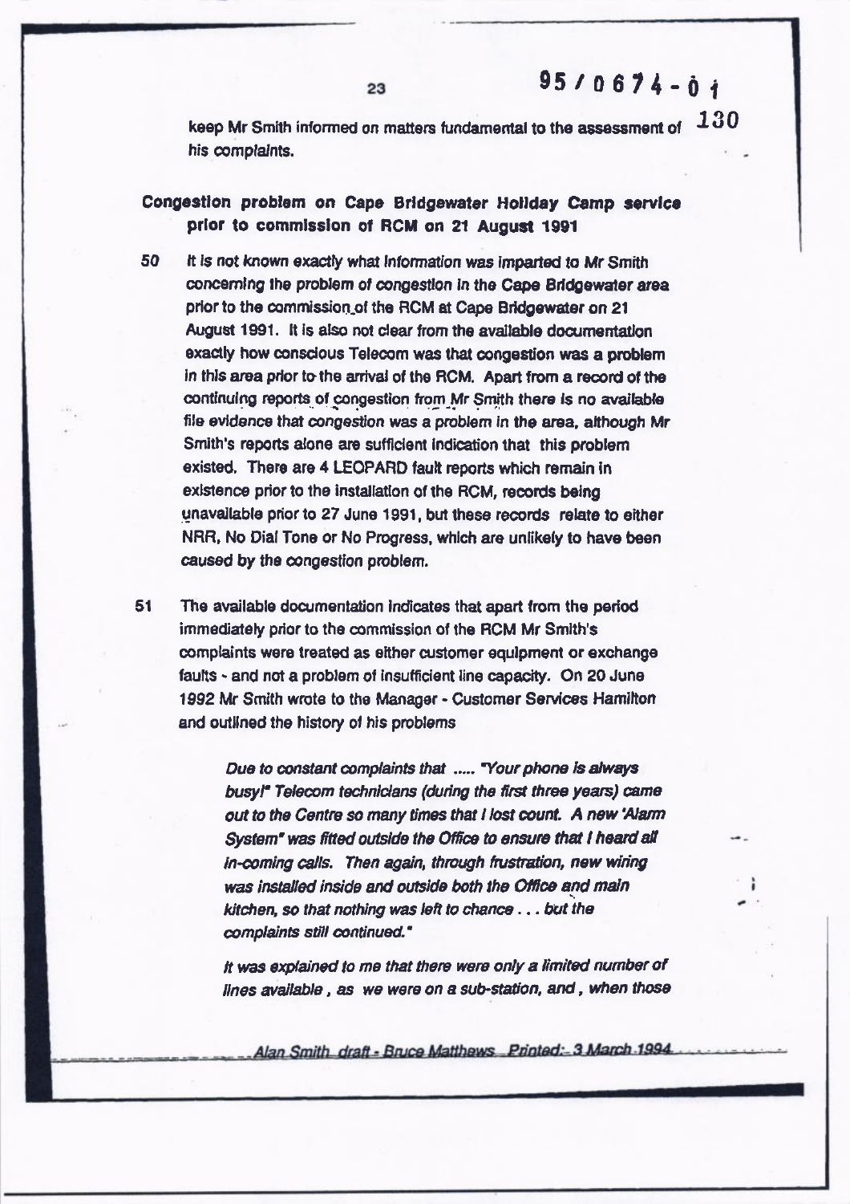keep Mr Smith informed on matters fundamental to the assessment of his complaints.

## Congestion problem on Cape Bridgewater Holiday Camp service prior to commission of RCM on 21 August 1991

50 It is not known exactly what information was imparted to Mr Smith concerning the problem of congestion in the Cape Bridgewater area prior to the commission of the RCM at Cape Bridgewater on 21 August 1991. It is also not clear from the available documentation exactly how conscious Telecom was that congestion was a problem in this area prior to the arrival of the RCM. Apart from a record of the continuing reports of congestion from Mr Smith there is no available file evidence that congestion was a problem in the area, although Mr Smith's reports alone are sufficient indication that this problem existed. There are 4 LEOPARD fault reports which remain in existence prior to the installation of the RCM, records being unavailable prior to 27 June 1991, but these records relate to either NRR, No Dial Tone or No Progress, which are unlikely to have been caused by the congestion problem.

51 The available documentation indicates that apart from the period immediately prior to the commission of the RCM Mr Smith's complaints were treated as either customer equipment or exchange faults - and not a problem of insufficient line capacity. On 20 June 1992 Mr Smith wrote to the Manager - Customer Services Hamilton and outlined the history of his problems

> *Due to constant complaints that ..... "Your phone is always busy!" Telecom technicians (during the first three years) came out to the Centre so many times that I lost count. A new 'Alarm System" was fitted outside the Office to ensure that I heard all in-coming calls. Then again, through frustration, new wiring was installed inside and outside both the Office and main kitchen, so that nothing was left to chance . . . but the complaints still continued."*
>
> *It was explained to me that there were only a limited number of lines available , as we were on a sub-station, and , when those*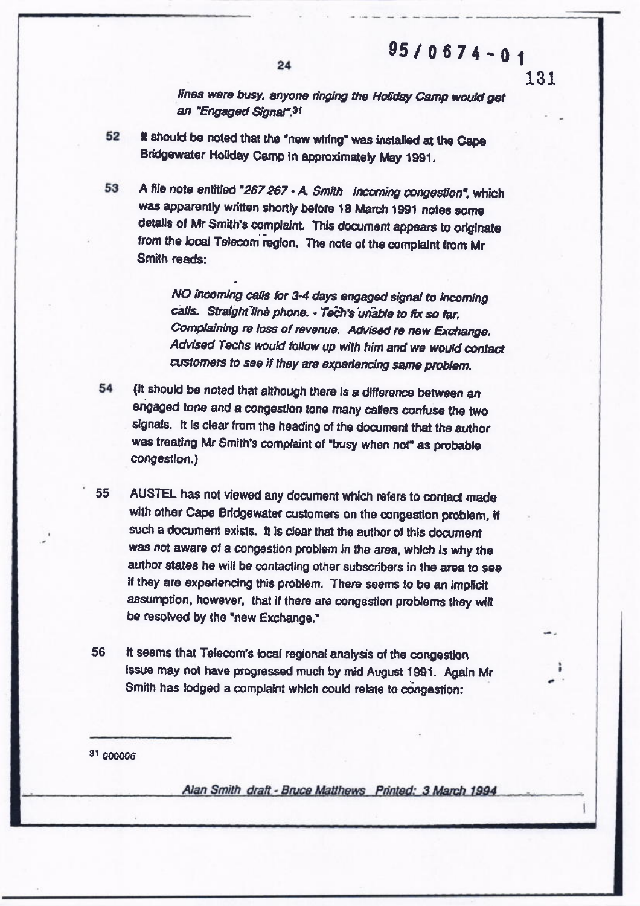*lines were busy, anyone ringing the Holiday Camp would get an "Engaged Signal".*[31]

52 It should be noted that the "new wiring" was installed at the Cape Bridgewater Holiday Camp in approximately May 1991.

53 A file note entitled *"267 267 - A. Smith Incoming congestion"*, which was apparently written shortly before 18 March 1991 notes some details of Mr Smith's complaint. This document appears to originate from the local Telecom region. The note of the complaint from Mr Smith reads:

> *NO incoming calls for 3-4 days engaged signal to incoming calls. Straight line phone. - Tech's unable to fix so far. Complaining re loss of revenue. Advised re new Exchange. Advised Techs would follow up with him and we would contact customers to see if they are experiencing same problem.*

54 (It should be noted that although there is a difference between an engaged tone and a congestion tone many callers confuse the two signals. It is clear from the heading of the document that the author was treating Mr Smith's complaint of "busy when not" as probable congestion.)

55 AUSTEL has not viewed any document which refers to contact made with other Cape Bridgewater customers on the congestion problem, if such a document exists. It is clear that the author of this document was not aware of a congestion problem in the area, which is why the author states he will be contacting other subscribers in the area to see if they are experiencing this problem. There seems to be an implicit assumption, however, that if there are congestion problems they will be resolved by the "new Exchange."

56 It seems that Telecom's local regional analysis of the congestion issue may not have progressed much by mid August 1991. Again Mr Smith has lodged a complaint which could relate to congestion:

---

[31] 000006